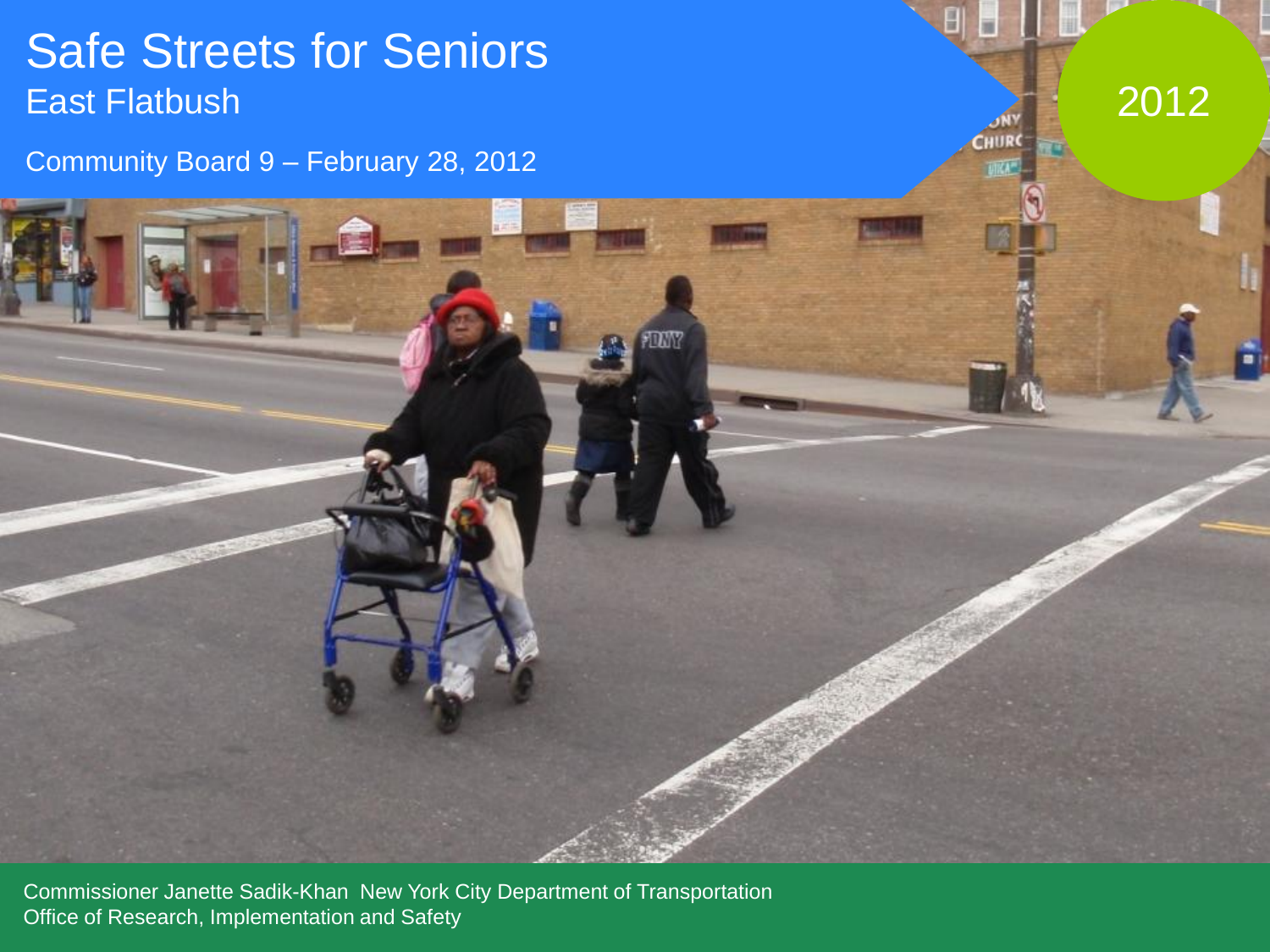# Safe Streets for Seniors

## East Flatbush

Community Board 9 – February 28, 2012

2012

Commissioner Janette Sadik-Khan New York City Department of Transportation
Office of Research, Implementation and Safety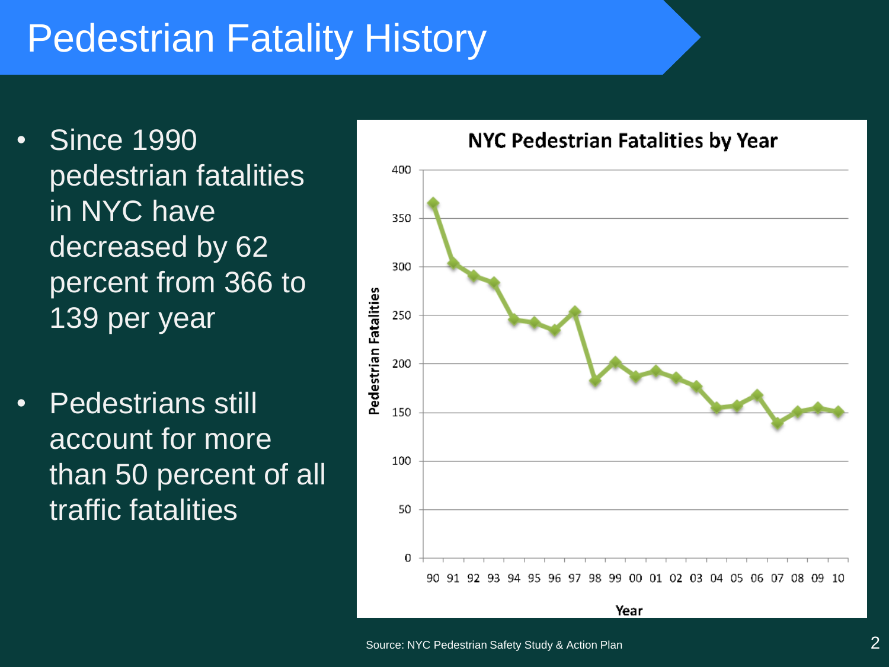# Pedestrian Fatality History

- Since 1990 pedestrian fatalities in NYC have decreased by 62 percent from 366 to 139 per year
- Pedestrians still account for more than 50 percent of all traffic fatalities

**NYC Pedestrian Fatalities by Year**

Source: NYC Pedestrian Safety Study & Action Plan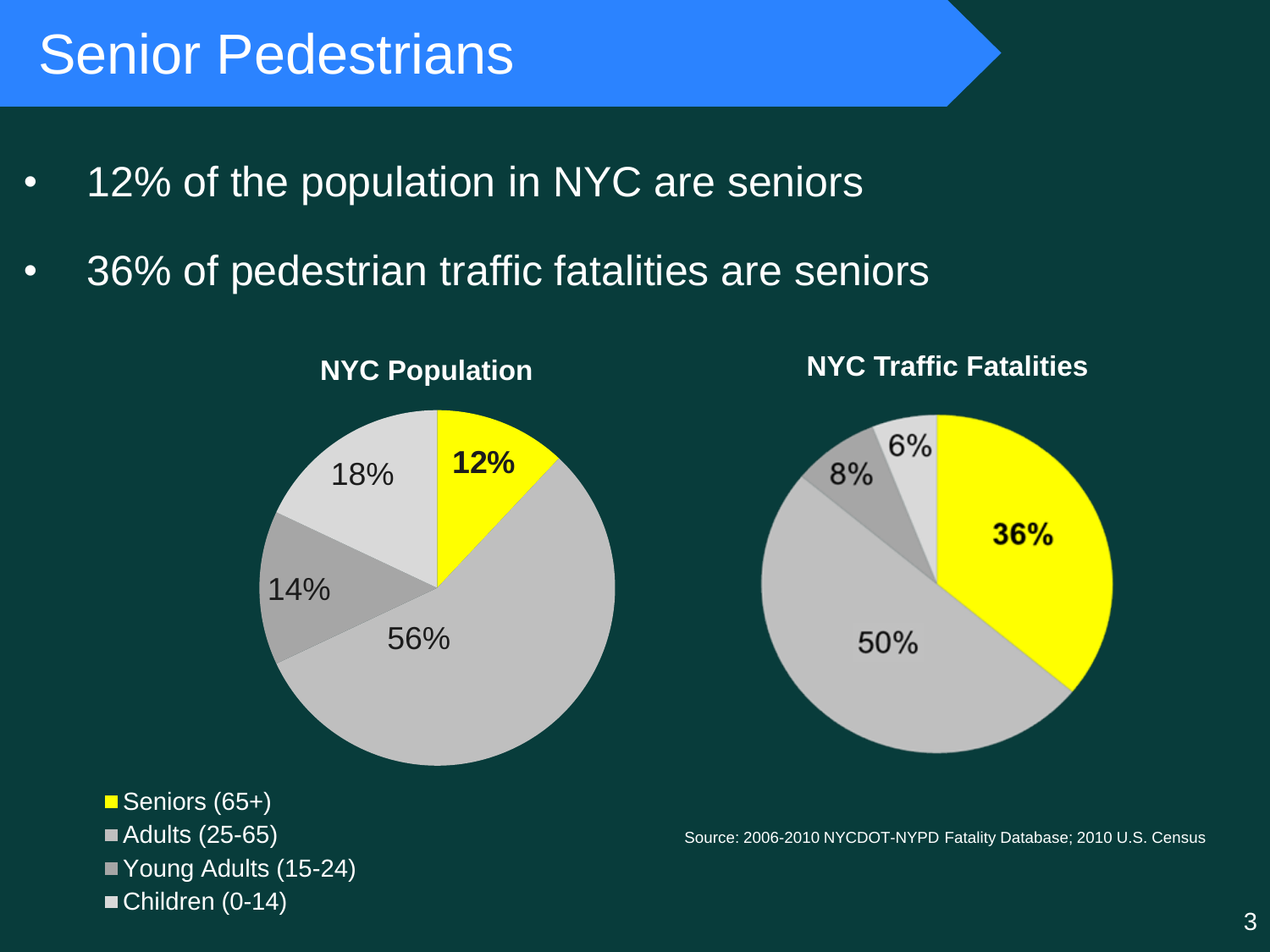# Senior Pedestrians

- 12% of the population in NYC are seniors
- 36% of pedestrian traffic fatalities are seniors

**NYC Population**

| Age Group | Share |
|---|---|
| Seniors (65+) | **12%** |
| Adults (25-65) | 56% |
| Young Adults (15-24) | 14% |
| Children (0-14) | 18% |

**NYC Traffic Fatalities**

| Age Group | Share |
|---|---|
| Seniors (65+) | **36%** |
| Adults (25-65) | 50% |
| Young Adults (15-24) | 8% |
| Children (0-14) | 6% |

- Seniors (65+)
- Adults (25-65)
- Young Adults (15-24)
- Children (0-14)

Source: 2006-2010 NYCDOT-NYPD Fatality Database; 2010 U.S. Census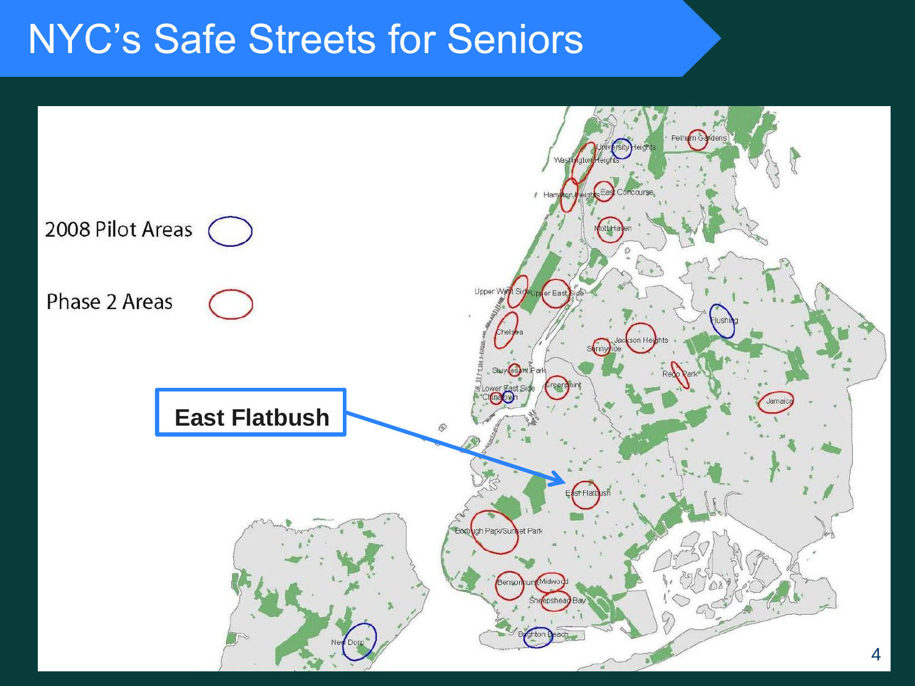# NYC's Safe Streets for Seniors

2008 Pilot Areas

Phase 2 Areas

**East Flatbush**

Pelham Gardens

University Heights

Washington Heights

Hamilton Heights

East Concourse

Mott Haven

Upper West Side

Upper East Side

Flushing

Chelsea

Jackson Heights

Sunnyside

Stuyvesant Park

Rego Park

Greenpoint

Lower East Side

Chinatown

Jamaica

East Flatbush

Borough Park/Sunset Park

Bensonhurst

Midwood

Sheepshead Bay

Brighton Beach

New Dorp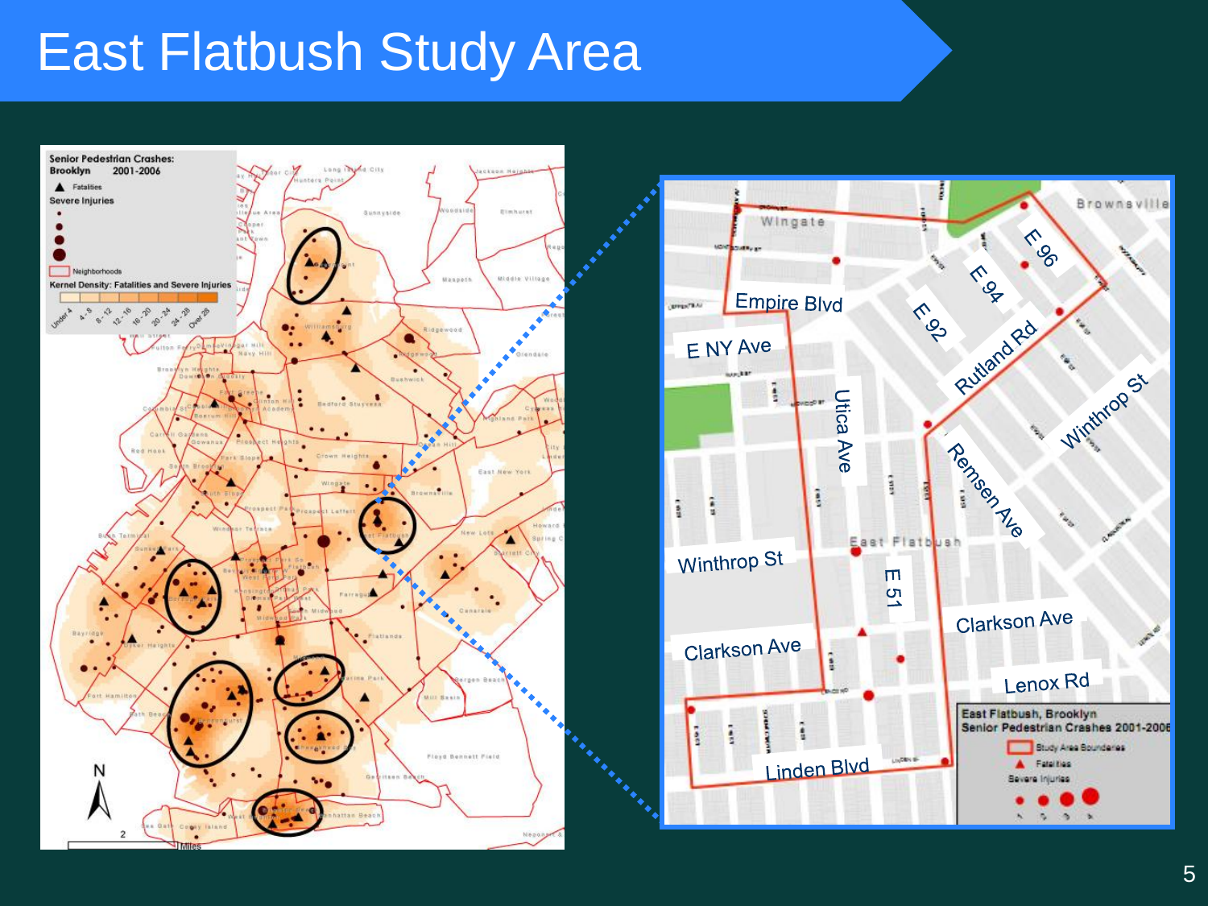# East Flatbush Study Area

**Senior Pedestrian Crashes: Brooklyn 2001-2006**

- Fatalities
- Severe Injuries
- Neighborhoods
- Kernel Density: Fatalities and Severe Injuries: Under 4, 4 - 8, 8 - 12, 12 - 16, 16 - 20, 20 - 24, 24 - 28, Over 28

**East Flatbush, Brooklyn Senior Pedestrian Crashes 2001-2006**

- Study Area Boundaries
- Fatalities
- Severe Injuries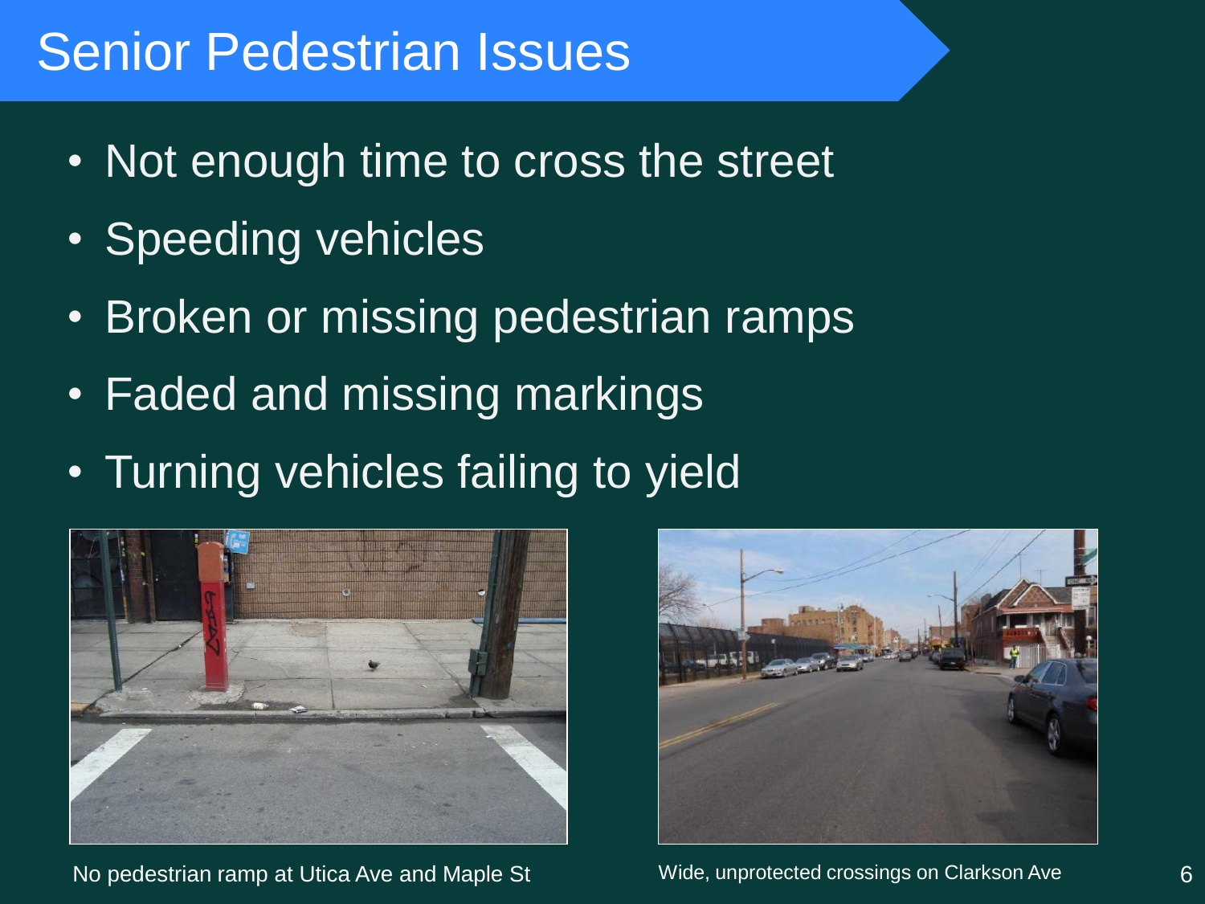# Senior Pedestrian Issues

- Not enough time to cross the street
- Speeding vehicles
- Broken or missing pedestrian ramps
- Faded and missing markings
- Turning vehicles failing to yield

No pedestrian ramp at Utica Ave and Maple St

Wide, unprotected crossings on Clarkson Ave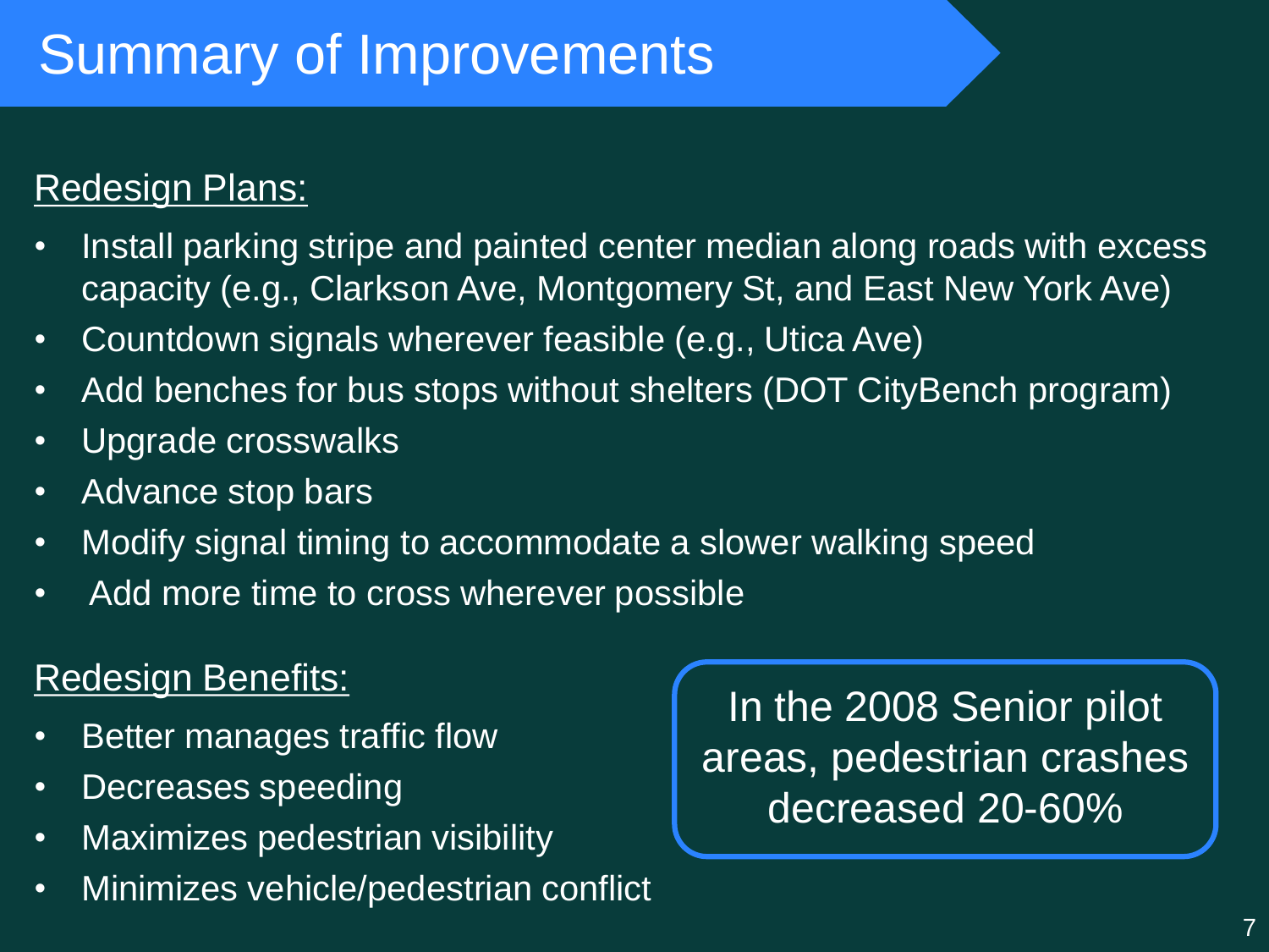# Summary of Improvements

Redesign Plans:

- Install parking stripe and painted center median along roads with excess capacity (e.g., Clarkson Ave, Montgomery St, and East New York Ave)
- Countdown signals wherever feasible (e.g., Utica Ave)
- Add benches for bus stops without shelters (DOT CityBench program)
- Upgrade crosswalks
- Advance stop bars
- Modify signal timing to accommodate a slower walking speed
- Add more time to cross wherever possible

Redesign Benefits:

- Better manages traffic flow
- Decreases speeding
- Maximizes pedestrian visibility
- Minimizes vehicle/pedestrian conflict

In the 2008 Senior pilot areas, pedestrian crashes decreased 20-60%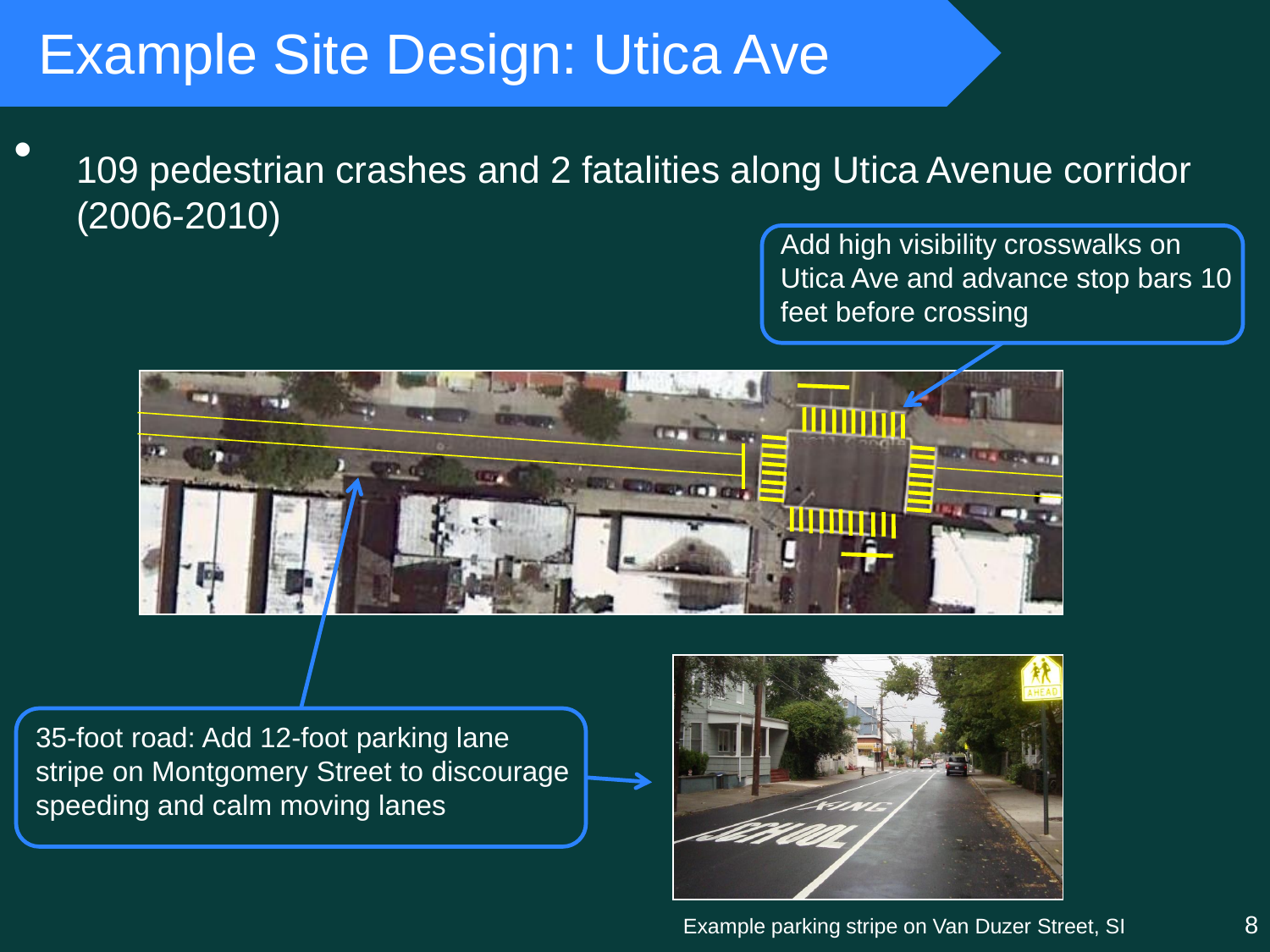# Example Site Design: Utica Ave

- 109 pedestrian crashes and 2 fatalities along Utica Avenue corridor (2006-2010)

Add high visibility crosswalks on Utica Ave and advance stop bars 10 feet before crossing

35-foot road: Add 12-foot parking lane stripe on Montgomery Street to discourage speeding and calm moving lanes

Example parking stripe on Van Duzer Street, SI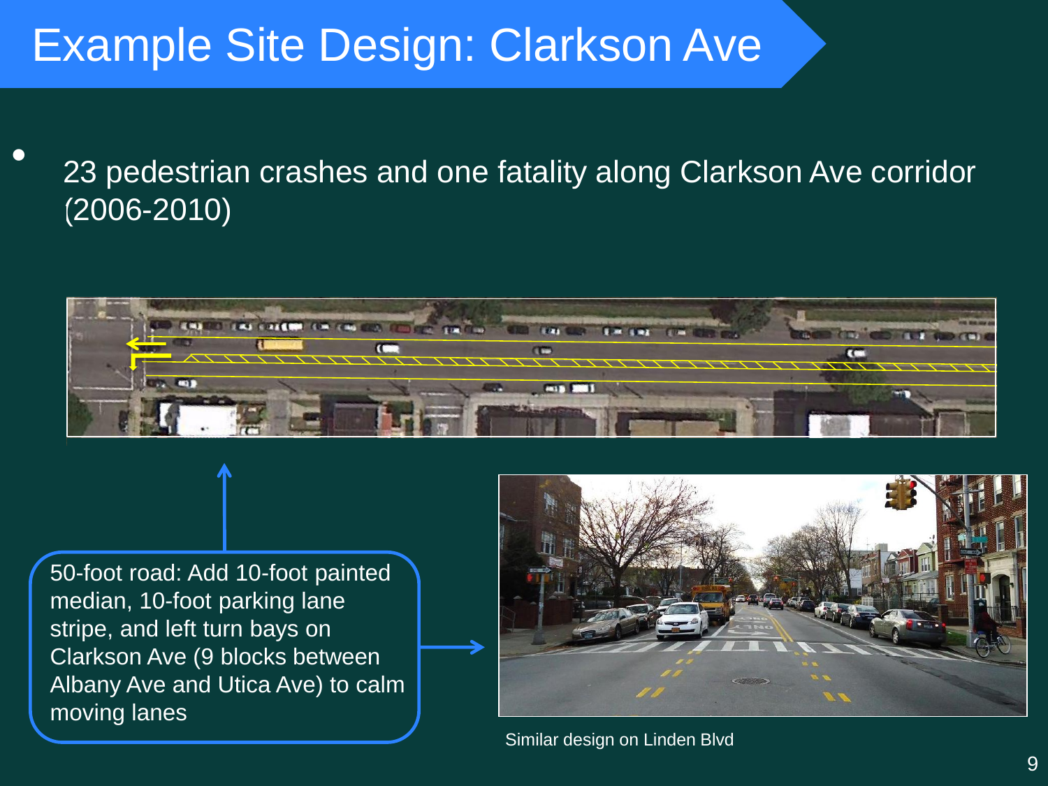# Example Site Design: Clarkson Ave

- 23 pedestrian crashes and one fatality along Clarkson Ave corridor (2006-2010)

50-foot road: Add 10-foot painted median, 10-foot parking lane stripe, and left turn bays on Clarkson Ave (9 blocks between Albany Ave and Utica Ave) to calm moving lanes

Similar design on Linden Blvd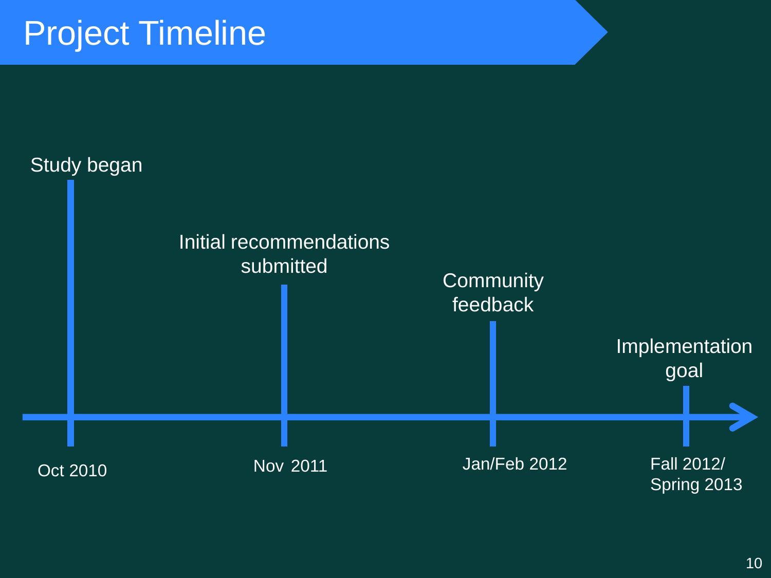# Project Timeline

| Date | Milestone |
| --- | --- |
| Oct 2010 | Study began |
| Nov 2011 | Initial recommendations submitted |
| Jan/Feb 2012 | Community feedback |
| Fall 2012/ Spring 2013 | Implementation goal |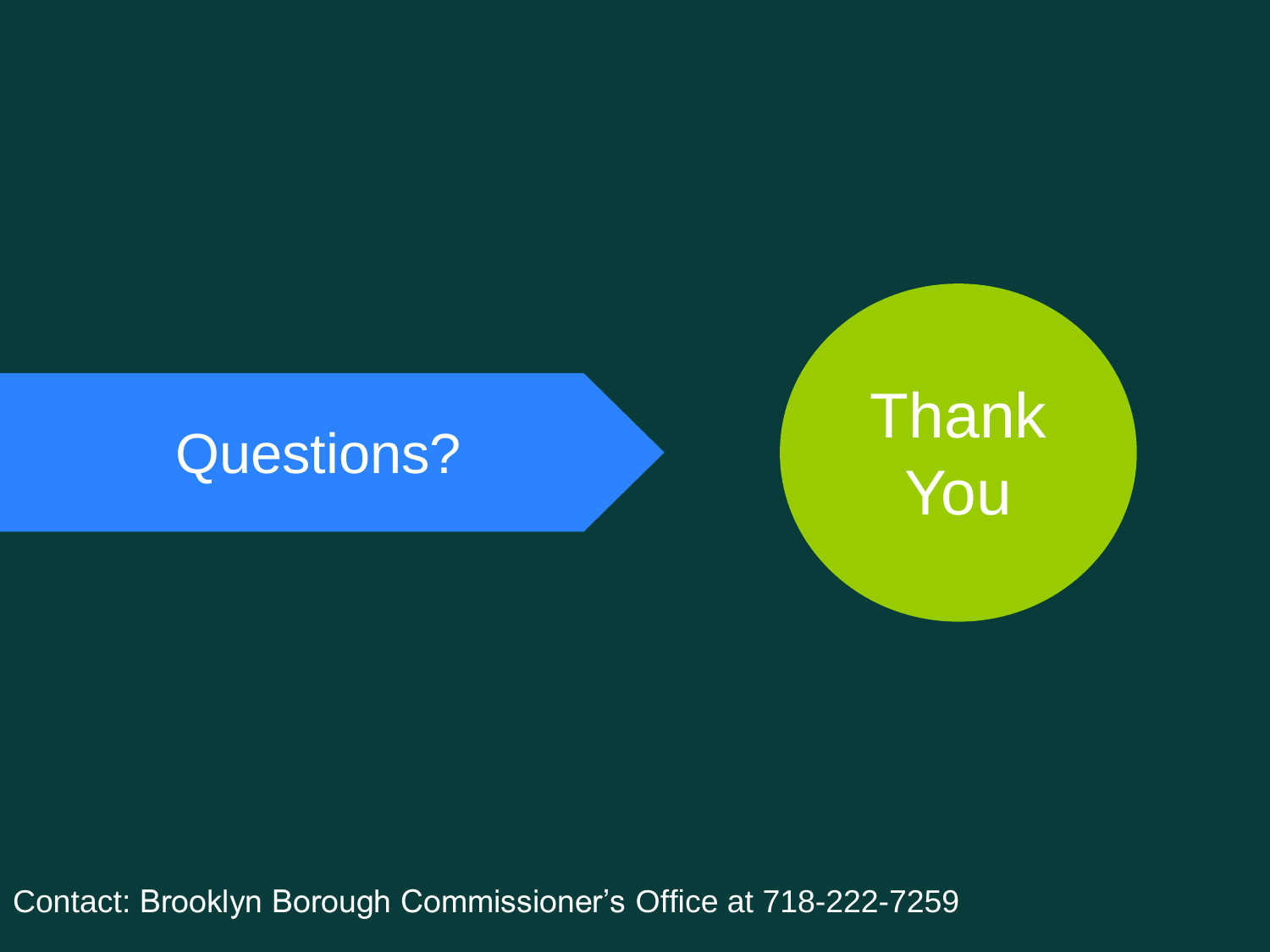Questions?

Thank You

Contact: Brooklyn Borough Commissioner’s Office at 718-222-7259